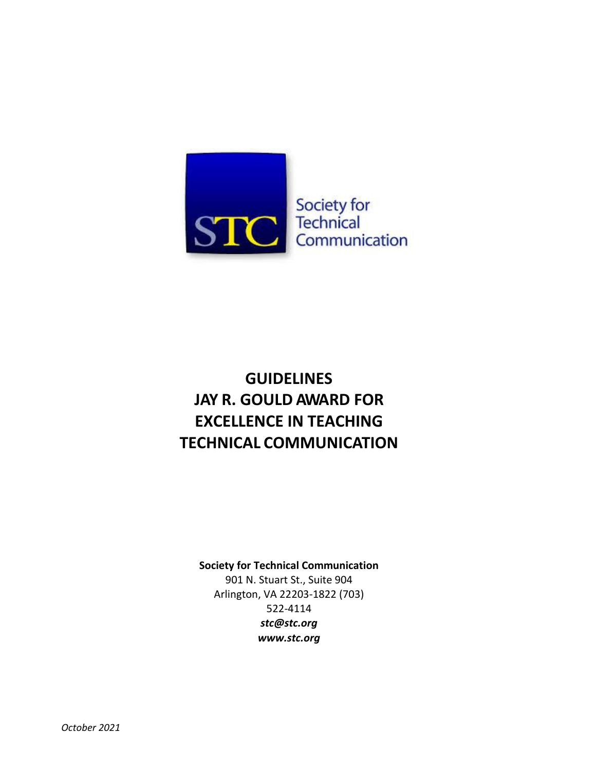# GUIDELINES
# JAY R. GOULD AWARD FOR EXCELLENCE IN TEACHING TECHNICAL COMMUNICATION

**Society for Technical Communication**
901 N. Stuart St., Suite 904
Arlington, VA 22203-1822 (703) 522-4114
***stc@stc.org***
***www.stc.org***

*October 2021*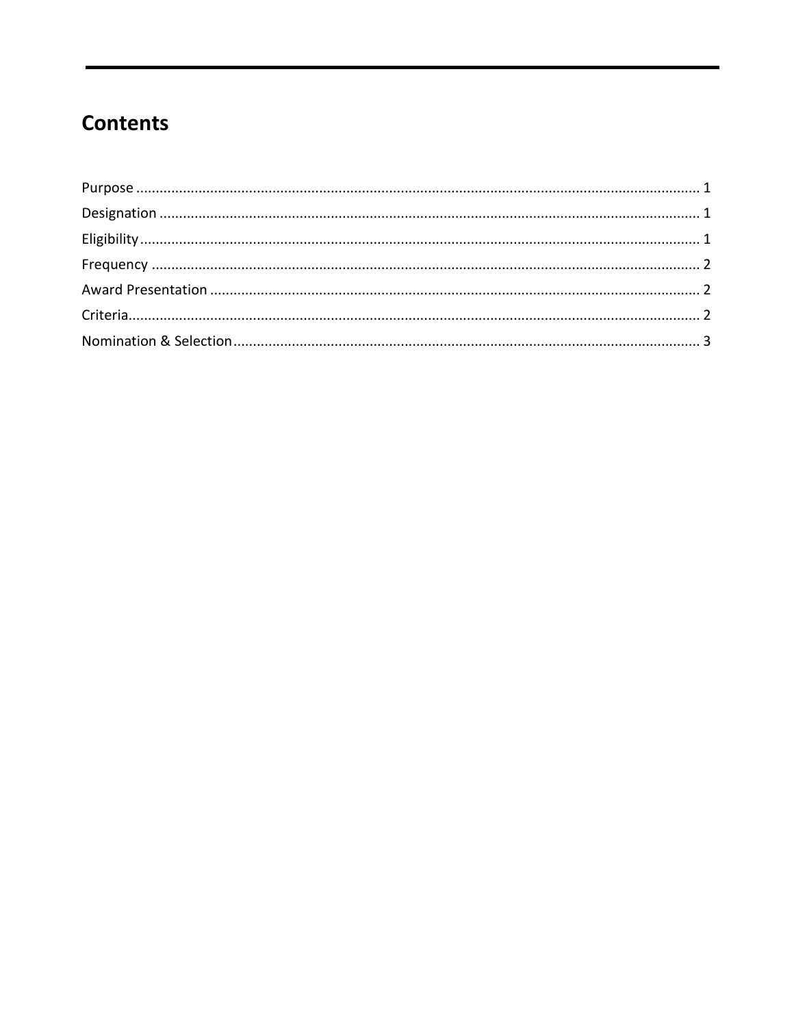# Contents

Purpose ............................................................................................................................................ 1
Designation ...................................................................................................................................... 1
Eligibility .......................................................................................................................................... 1
Frequency ........................................................................................................................................ 2
Award Presentation ......................................................................................................................... 2
Criteria.............................................................................................................................................. 2
Nomination & Selection ................................................................................................................... 3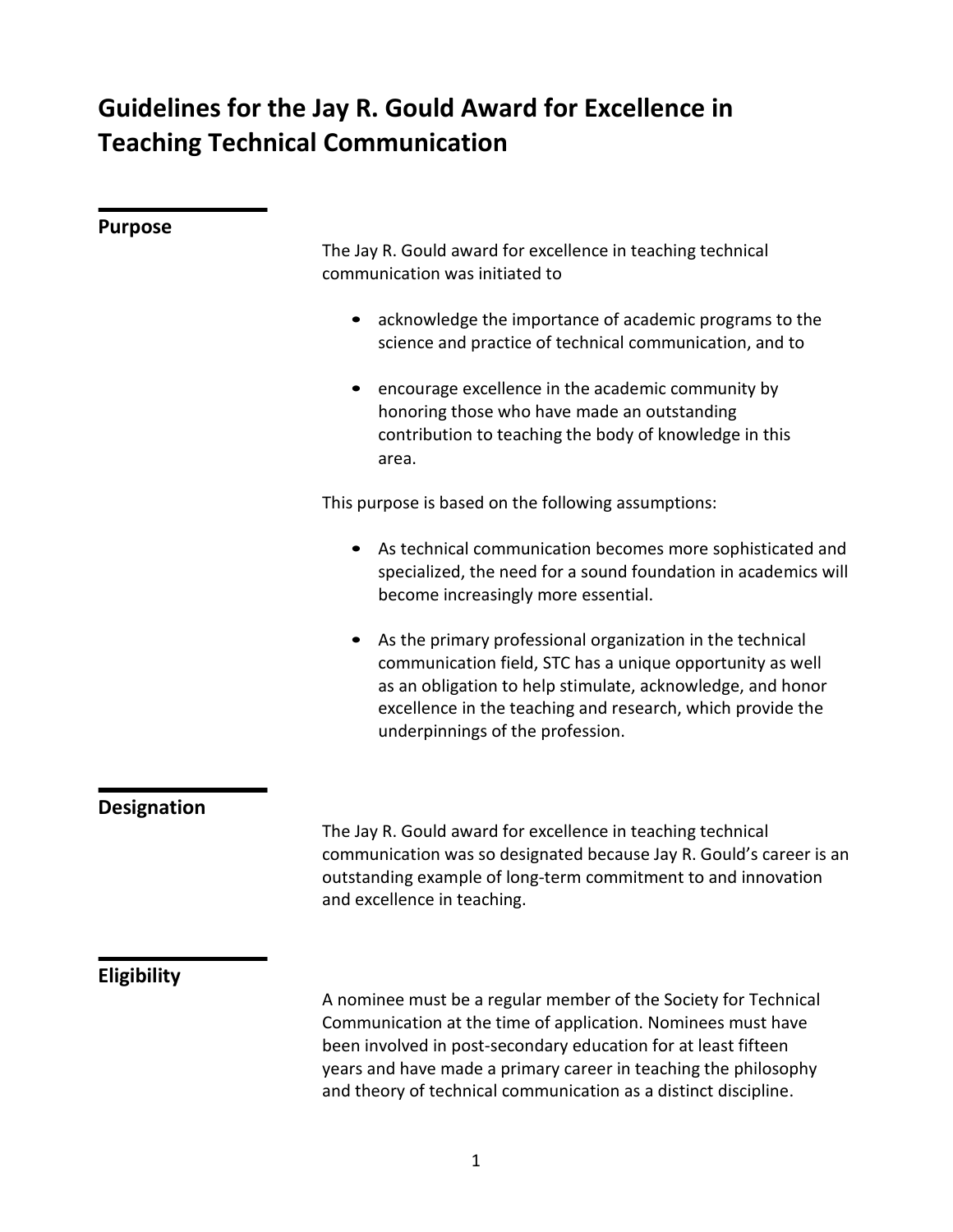# Guidelines for the Jay R. Gould Award for Excellence in Teaching Technical Communication

## Purpose

The Jay R. Gould award for excellence in teaching technical communication was initiated to

- acknowledge the importance of academic programs to the science and practice of technical communication, and to
- encourage excellence in the academic community by honoring those who have made an outstanding contribution to teaching the body of knowledge in this area.

This purpose is based on the following assumptions:

- As technical communication becomes more sophisticated and specialized, the need for a sound foundation in academics will become increasingly more essential.
- As the primary professional organization in the technical communication field, STC has a unique opportunity as well as an obligation to help stimulate, acknowledge, and honor excellence in the teaching and research, which provide the underpinnings of the profession.

## Designation

The Jay R. Gould award for excellence in teaching technical communication was so designated because Jay R. Gould's career is an outstanding example of long-term commitment to and innovation and excellence in teaching.

## Eligibility

A nominee must be a regular member of the Society for Technical Communication at the time of application. Nominees must have been involved in post-secondary education for at least fifteen years and have made a primary career in teaching the philosophy and theory of technical communication as a distinct discipline.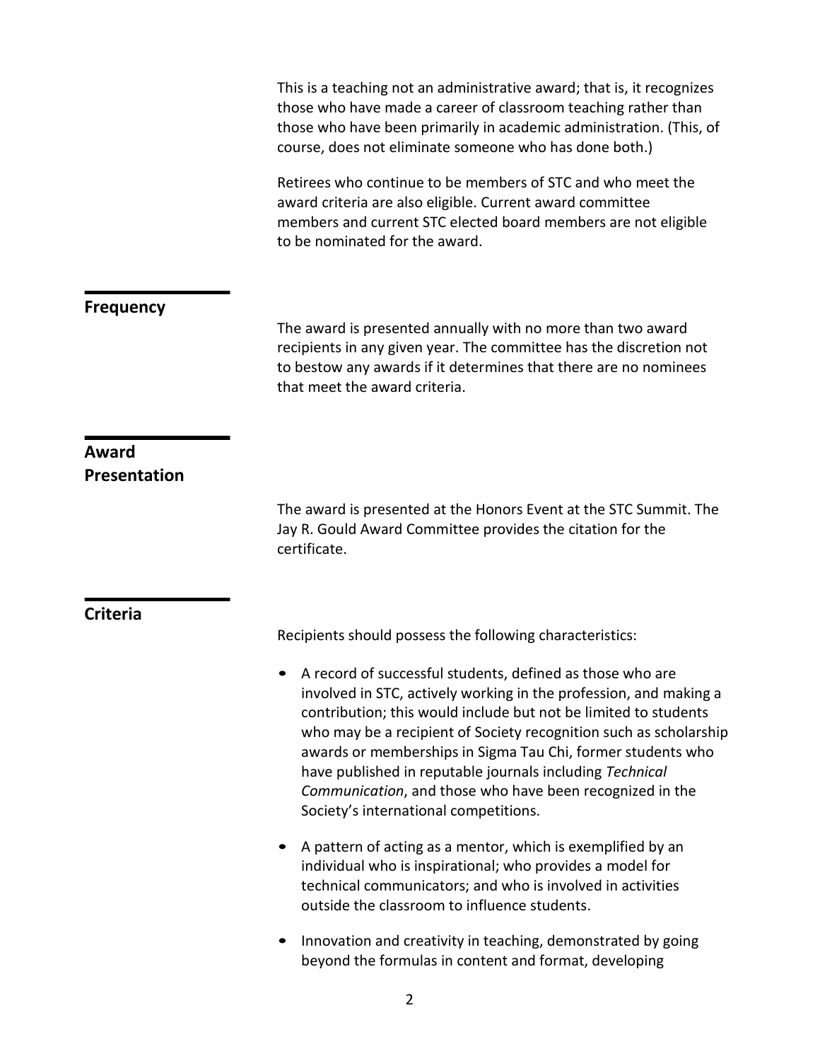This is a teaching not an administrative award; that is, it recognizes those who have made a career of classroom teaching rather than those who have been primarily in academic administration. (This, of course, does not eliminate someone who has done both.)

Retirees who continue to be members of STC and who meet the award criteria are also eligible. Current award committee members and current STC elected board members are not eligible to be nominated for the award.

## Frequency

The award is presented annually with no more than two award recipients in any given year. The committee has the discretion not to bestow any awards if it determines that there are no nominees that meet the award criteria.

## Award Presentation

The award is presented at the Honors Event at the STC Summit. The Jay R. Gould Award Committee provides the citation for the certificate.

## Criteria

Recipients should possess the following characteristics:

- A record of successful students, defined as those who are involved in STC, actively working in the profession, and making a contribution; this would include but not be limited to students who may be a recipient of Society recognition such as scholarship awards or memberships in Sigma Tau Chi, former students who have published in reputable journals including *Technical Communication*, and those who have been recognized in the Society's international competitions.
- A pattern of acting as a mentor, which is exemplified by an individual who is inspirational; who provides a model for technical communicators; and who is involved in activities outside the classroom to influence students.
- Innovation and creativity in teaching, demonstrated by going beyond the formulas in content and format, developing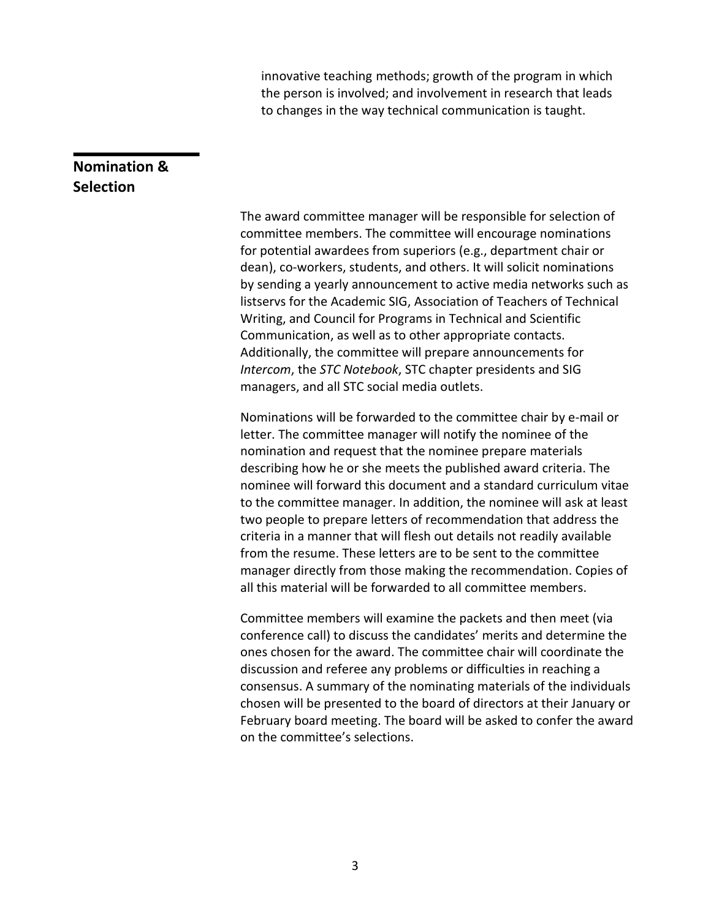innovative teaching methods; growth of the program in which the person is involved; and involvement in research that leads to changes in the way technical communication is taught.

## Nomination & Selection

The award committee manager will be responsible for selection of committee members. The committee will encourage nominations for potential awardees from superiors (e.g., department chair or dean), co-workers, students, and others. It will solicit nominations by sending a yearly announcement to active media networks such as listservs for the Academic SIG, Association of Teachers of Technical Writing, and Council for Programs in Technical and Scientific Communication, as well as to other appropriate contacts. Additionally, the committee will prepare announcements for *Intercom*, the *STC Notebook*, STC chapter presidents and SIG managers, and all STC social media outlets.

Nominations will be forwarded to the committee chair by e-mail or letter. The committee manager will notify the nominee of the nomination and request that the nominee prepare materials describing how he or she meets the published award criteria. The nominee will forward this document and a standard curriculum vitae to the committee manager. In addition, the nominee will ask at least two people to prepare letters of recommendation that address the criteria in a manner that will flesh out details not readily available from the resume. These letters are to be sent to the committee manager directly from those making the recommendation. Copies of all this material will be forwarded to all committee members.

Committee members will examine the packets and then meet (via conference call) to discuss the candidates' merits and determine the ones chosen for the award. The committee chair will coordinate the discussion and referee any problems or difficulties in reaching a consensus. A summary of the nominating materials of the individuals chosen will be presented to the board of directors at their January or February board meeting. The board will be asked to confer the award on the committee's selections.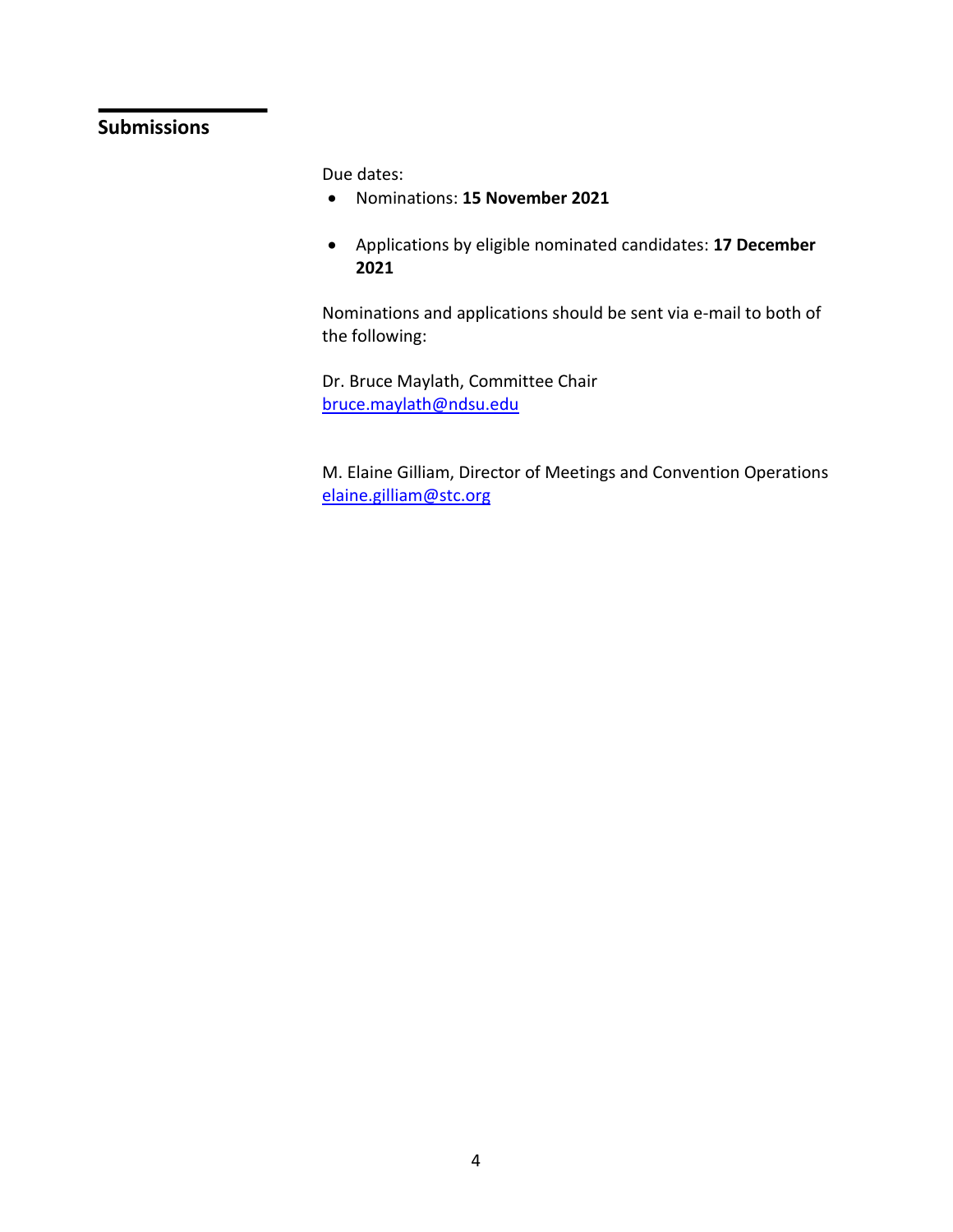## Submissions

Due dates:

- Nominations: **15 November 2021**
- Applications by eligible nominated candidates: **17 December 2021**

Nominations and applications should be sent via e-mail to both of the following:

Dr. Bruce Maylath, Committee Chair
bruce.maylath@ndsu.edu

M. Elaine Gilliam, Director of Meetings and Convention Operations
elaine.gilliam@stc.org